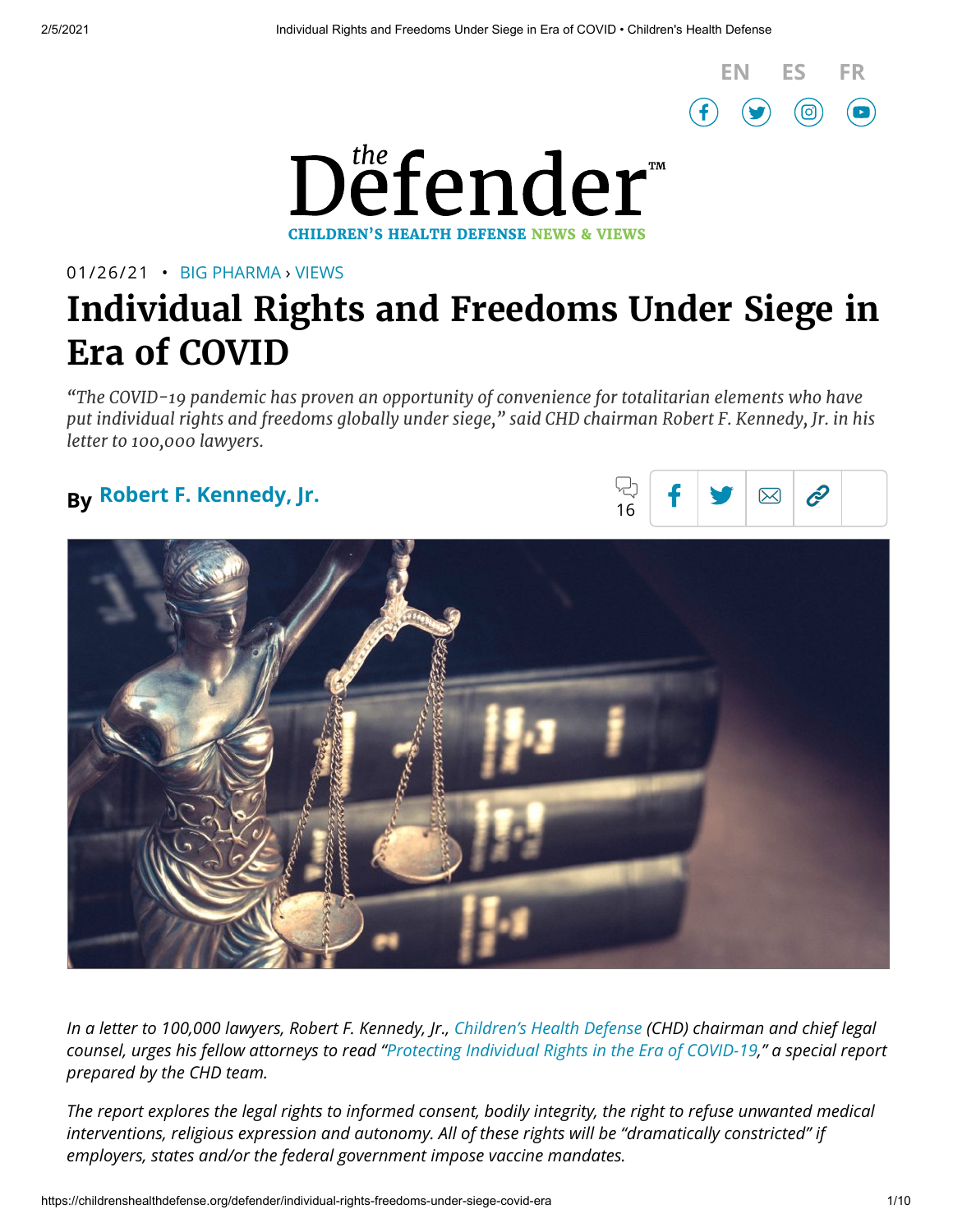# the Defender

CHILDREN'S HEALTH DEFENSE NEWS & VIEWS

01/26/21 • BIG PHARMA › VIEWS

# Individual Rights and Freedoms Under Siege in Era of COVID

*"The COVID-19 pandemic has proven an opportunity of convenience for totalitarian elements who have put individual rights and freedoms globally under siege," said CHD chairman Robert F. Kennedy, Jr. in his letter to 100,000 lawyers.*

**By Robert F. Kennedy, Jr.**

*In a letter to 100,000 lawyers, Robert F. Kennedy, Jr., Children's Health Defense (CHD) chairman and chief legal counsel, urges his fellow attorneys to read "Protecting Individual Rights in the Era of COVID-19," a special report prepared by the CHD team.*

*The report explores the legal rights to informed consent, bodily integrity, the right to refuse unwanted medical interventions, religious expression and autonomy. All of these rights will be "dramatically constricted" if employers, states and/or the federal government impose vaccine mandates.*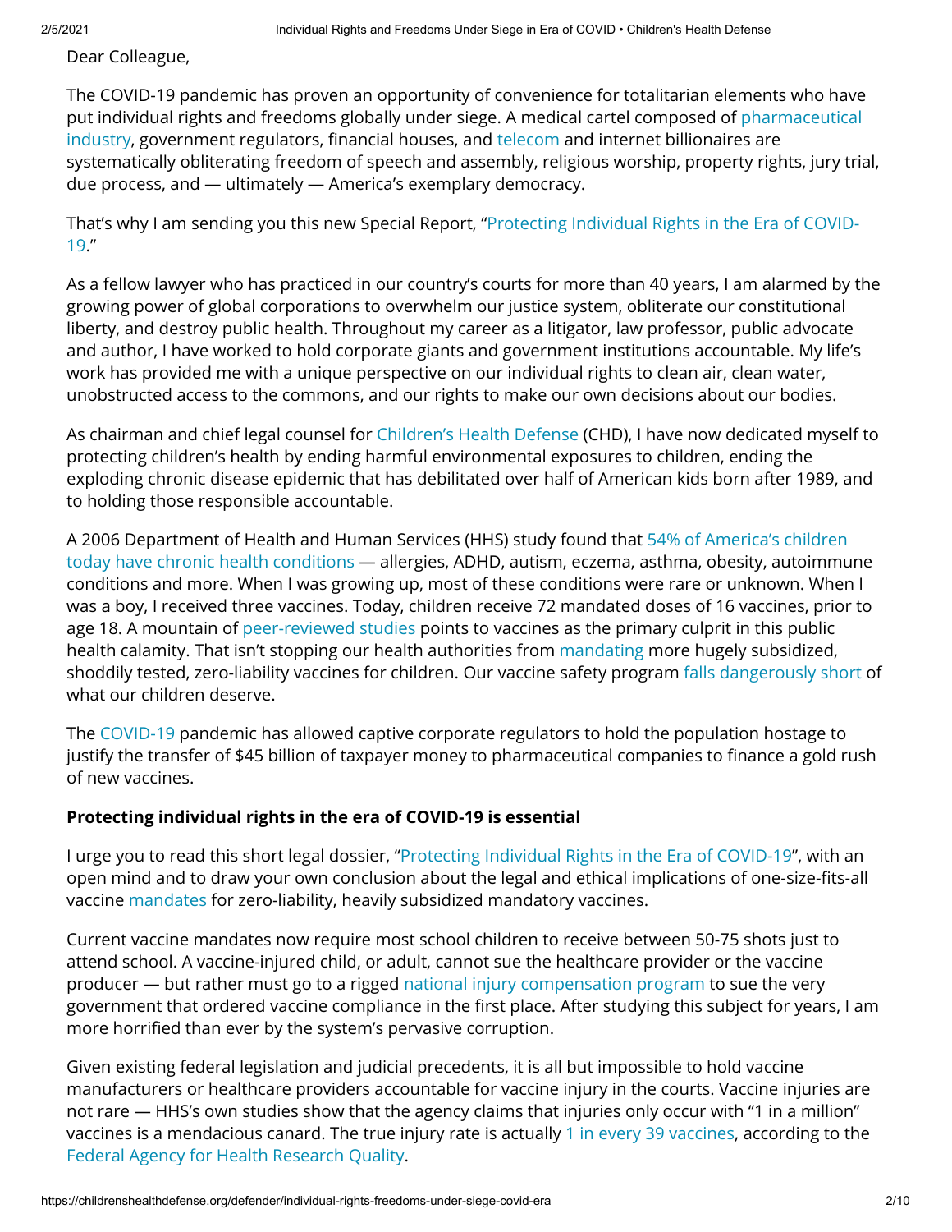Dear Colleague,

The COVID-19 pandemic has proven an opportunity of convenience for totalitarian elements who have put individual rights and freedoms globally under siege. A medical cartel composed of pharmaceutical industry, government regulators, financial houses, and telecom and internet billionaires are systematically obliterating freedom of speech and assembly, religious worship, property rights, jury trial, due process, and — ultimately — America's exemplary democracy.

That's why I am sending you this new Special Report, "Protecting Individual Rights in the Era of COVID-19."

As a fellow lawyer who has practiced in our country's courts for more than 40 years, I am alarmed by the growing power of global corporations to overwhelm our justice system, obliterate our constitutional liberty, and destroy public health. Throughout my career as a litigator, law professor, public advocate and author, I have worked to hold corporate giants and government institutions accountable. My life's work has provided me with a unique perspective on our individual rights to clean air, clean water, unobstructed access to the commons, and our rights to make our own decisions about our bodies.

As chairman and chief legal counsel for Children's Health Defense (CHD), I have now dedicated myself to protecting children's health by ending harmful environmental exposures to children, ending the exploding chronic disease epidemic that has debilitated over half of American kids born after 1989, and to holding those responsible accountable.

A 2006 Department of Health and Human Services (HHS) study found that 54% of America's children today have chronic health conditions — allergies, ADHD, autism, eczema, asthma, obesity, autoimmune conditions and more. When I was growing up, most of these conditions were rare or unknown. When I was a boy, I received three vaccines. Today, children receive 72 mandated doses of 16 vaccines, prior to age 18. A mountain of peer-reviewed studies points to vaccines as the primary culprit in this public health calamity. That isn't stopping our health authorities from mandating more hugely subsidized, shoddily tested, zero-liability vaccines for children. Our vaccine safety program falls dangerously short of what our children deserve.

The COVID-19 pandemic has allowed captive corporate regulators to hold the population hostage to justify the transfer of $45 billion of taxpayer money to pharmaceutical companies to finance a gold rush of new vaccines.

**Protecting individual rights in the era of COVID-19 is essential**

I urge you to read this short legal dossier, "Protecting Individual Rights in the Era of COVID-19", with an open mind and to draw your own conclusion about the legal and ethical implications of one-size-fits-all vaccine mandates for zero-liability, heavily subsidized mandatory vaccines.

Current vaccine mandates now require most school children to receive between 50-75 shots just to attend school. A vaccine-injured child, or adult, cannot sue the healthcare provider or the vaccine producer — but rather must go to a rigged national injury compensation program to sue the very government that ordered vaccine compliance in the first place. After studying this subject for years, I am more horrified than ever by the system's pervasive corruption.

Given existing federal legislation and judicial precedents, it is all but impossible to hold vaccine manufacturers or healthcare providers accountable for vaccine injury in the courts. Vaccine injuries are not rare — HHS's own studies show that the agency claims that injuries only occur with "1 in a million" vaccines is a mendacious canard. The true injury rate is actually 1 in every 39 vaccines, according to the Federal Agency for Health Research Quality.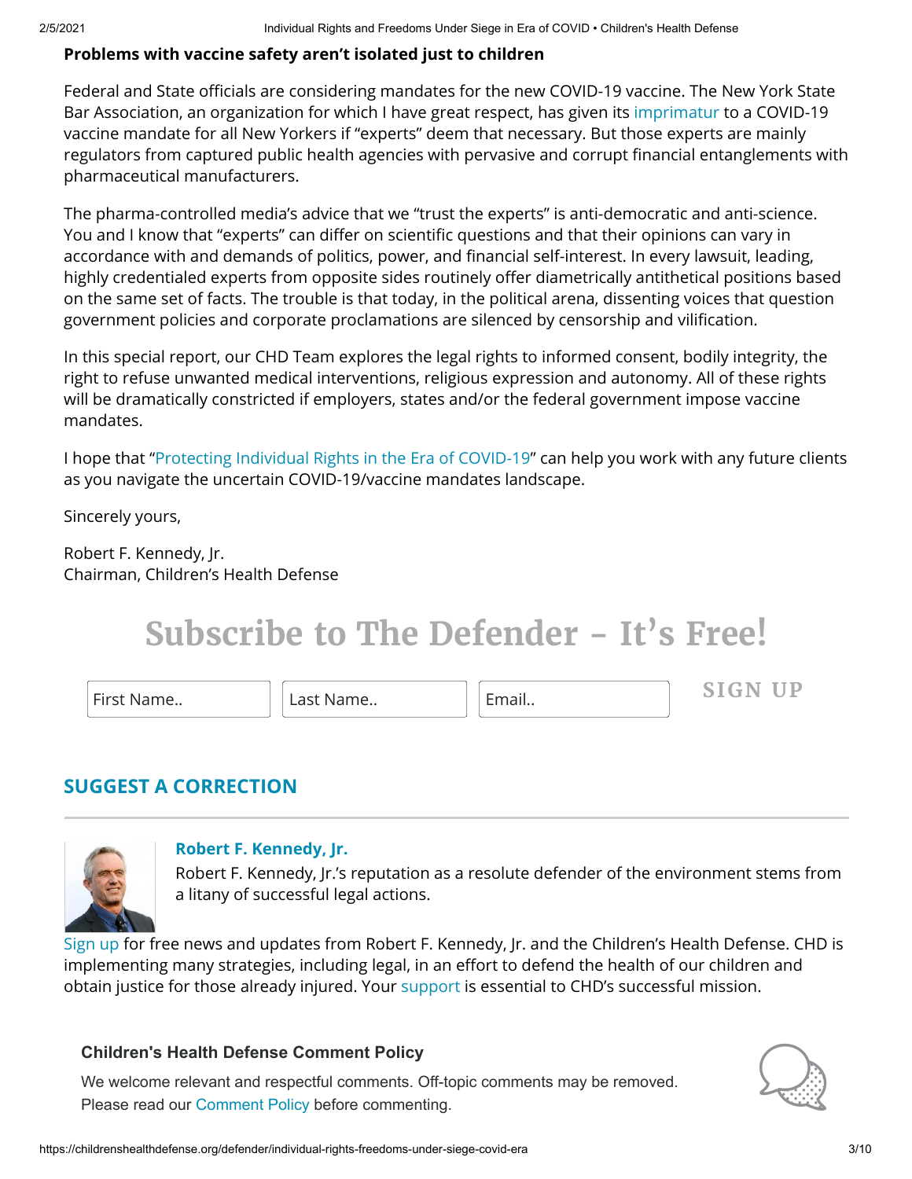**Problems with vaccine safety aren't isolated just to children**

Federal and State officials are considering mandates for the new COVID-19 vaccine. The New York State Bar Association, an organization for which I have great respect, has given its imprimatur to a COVID-19 vaccine mandate for all New Yorkers if "experts" deem that necessary. But those experts are mainly regulators from captured public health agencies with pervasive and corrupt financial entanglements with pharmaceutical manufacturers.

The pharma-controlled media's advice that we "trust the experts" is anti-democratic and anti-science. You and I know that "experts" can differ on scientific questions and that their opinions can vary in accordance with and demands of politics, power, and financial self-interest. In every lawsuit, leading, highly credentialed experts from opposite sides routinely offer diametrically antithetical positions based on the same set of facts. The trouble is that today, in the political arena, dissenting voices that question government policies and corporate proclamations are silenced by censorship and vilification.

In this special report, our CHD Team explores the legal rights to informed consent, bodily integrity, the right to refuse unwanted medical interventions, religious expression and autonomy. All of these rights will be dramatically constricted if employers, states and/or the federal government impose vaccine mandates.

I hope that "Protecting Individual Rights in the Era of COVID-19" can help you work with any future clients as you navigate the uncertain COVID-19/vaccine mandates landscape.

Sincerely yours,

Robert F. Kennedy, Jr.
Chairman, Children's Health Defense

## Subscribe to The Defender – It's Free!

First Name.. | Last Name.. | Email.. | SIGN UP

**SUGGEST A CORRECTION**

**Robert F. Kennedy, Jr.**

Robert F. Kennedy, Jr.'s reputation as a resolute defender of the environment stems from a litany of successful legal actions.

Sign up for free news and updates from Robert F. Kennedy, Jr. and the Children's Health Defense. CHD is implementing many strategies, including legal, in an effort to defend the health of our children and obtain justice for those already injured. Your support is essential to CHD's successful mission.

**Children's Health Defense Comment Policy**

We welcome relevant and respectful comments. Off-topic comments may be removed. Please read our Comment Policy before commenting.